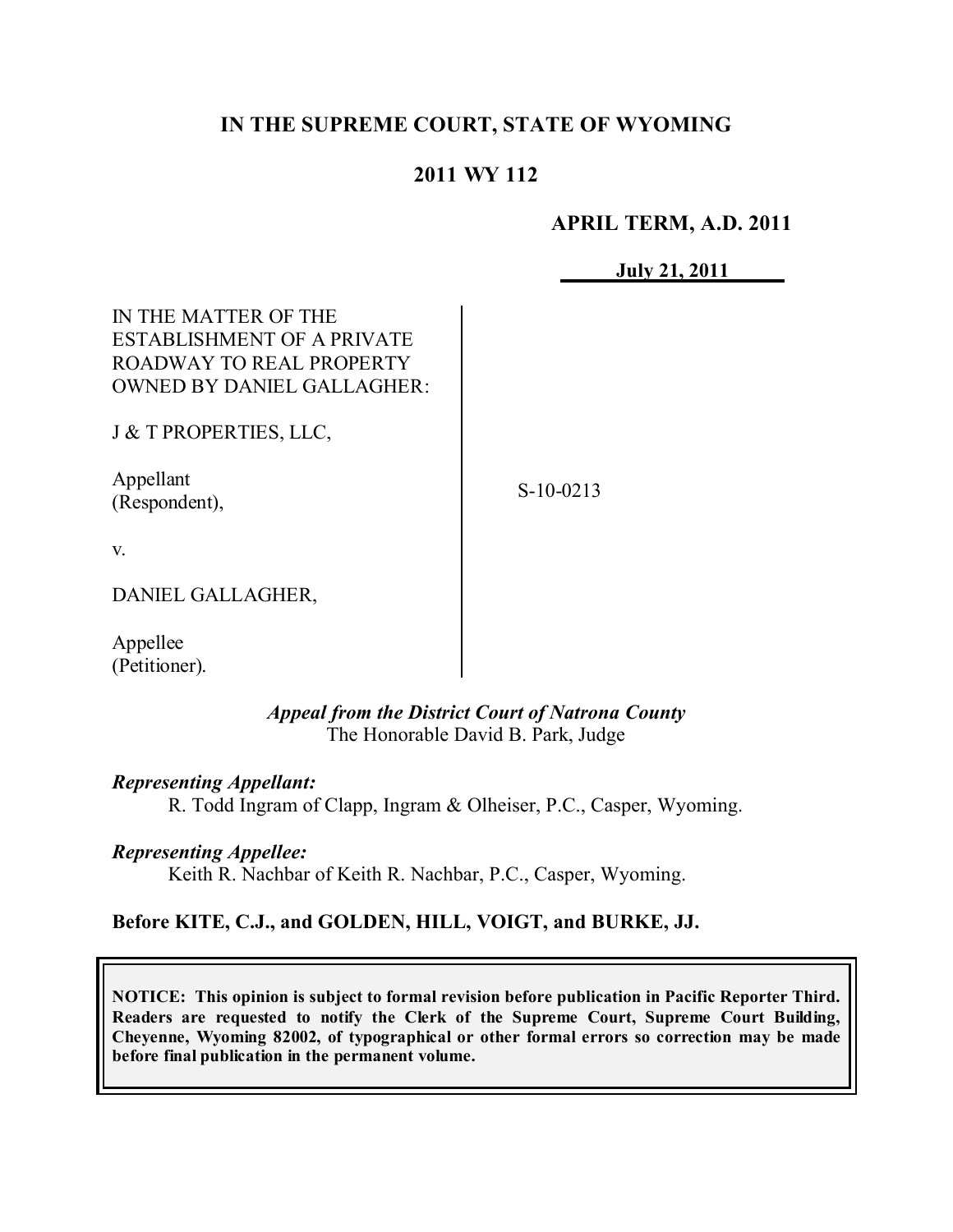# IN THE SUPREME COURT, STATE OF WYOMING

## 2011 WY 112

**APRIL TERM, A.D. 2011**

**July 21, 2011**

IN THE MATTER OF THE ESTABLISHMENT OF A PRIVATE ROADWAY TO REAL PROPERTY OWNED BY DANIEL GALLAGHER:

J & T PROPERTIES, LLC,

Appellant (Respondent),

v.

DANIEL GALLAGHER,

Appellee (Petitioner).

S-10-0213

*Appeal from the District Court of Natrona County*
The Honorable David B. Park, Judge

***Representing Appellant:***
R. Todd Ingram of Clapp, Ingram & Olheiser, P.C., Casper, Wyoming.

***Representing Appellee:***
Keith R. Nachbar of Keith R. Nachbar, P.C., Casper, Wyoming.

**Before KITE, C.J., and GOLDEN, HILL, VOIGT, and BURKE, JJ.**

**NOTICE: This opinion is subject to formal revision before publication in Pacific Reporter Third. Readers are requested to notify the Clerk of the Supreme Court, Supreme Court Building, Cheyenne, Wyoming 82002, of typographical or other formal errors so correction may be made before final publication in the permanent volume.**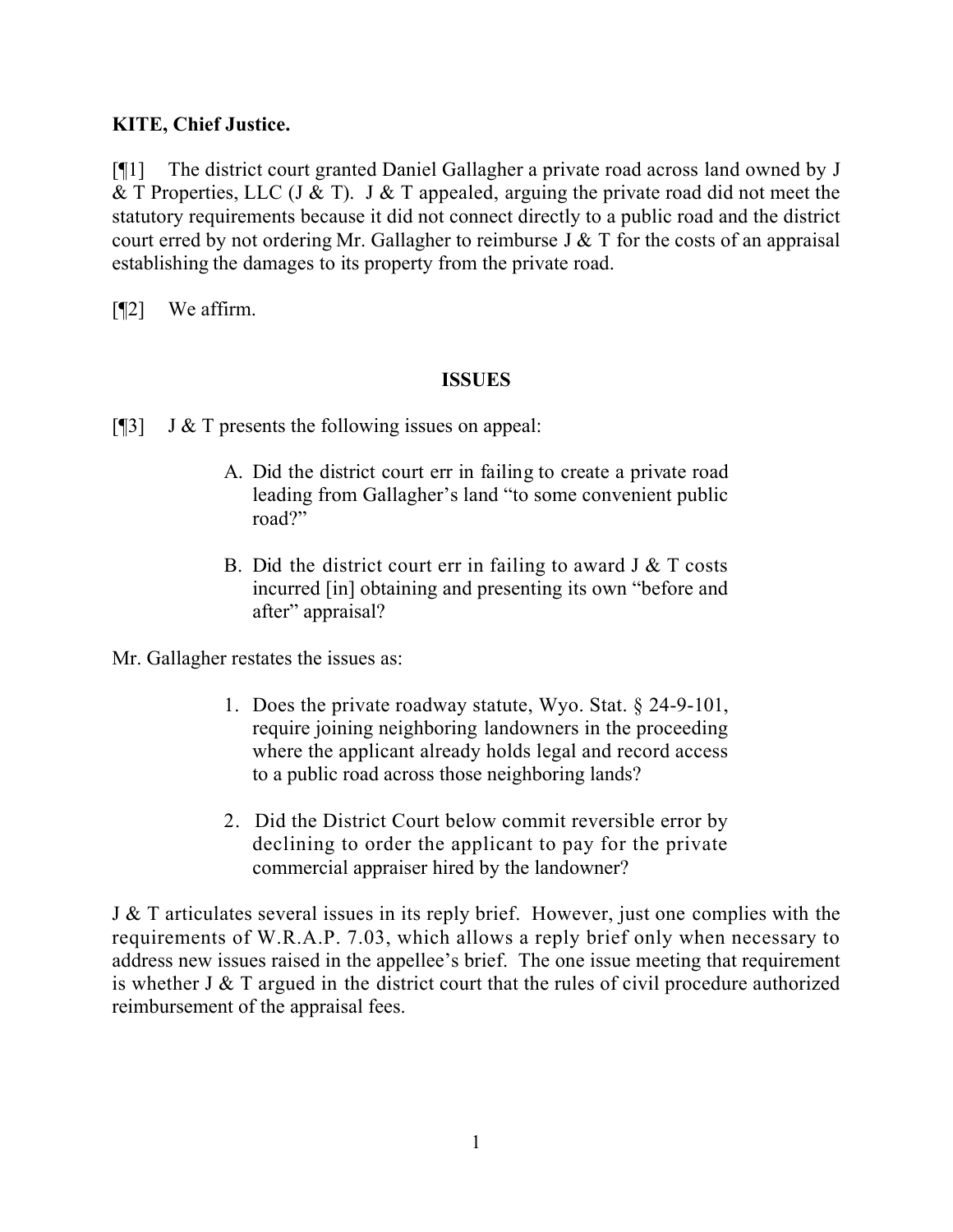**KITE, Chief Justice.**

[¶1] The district court granted Daniel Gallagher a private road across land owned by J & T Properties, LLC (J & T). J & T appealed, arguing the private road did not meet the statutory requirements because it did not connect directly to a public road and the district court erred by not ordering Mr. Gallagher to reimburse J & T for the costs of an appraisal establishing the damages to its property from the private road.

[¶2] We affirm.

## ISSUES

[¶3] J & T presents the following issues on appeal:

> A. Did the district court err in failing to create a private road leading from Gallagher's land "to some convenient public road?"
>
> B. Did the district court err in failing to award J & T costs incurred [in] obtaining and presenting its own "before and after" appraisal?

Mr. Gallagher restates the issues as:

> 1. Does the private roadway statute, Wyo. Stat. § 24-9-101, require joining neighboring landowners in the proceeding where the applicant already holds legal and record access to a public road across those neighboring lands?
>
> 2. Did the District Court below commit reversible error by declining to order the applicant to pay for the private commercial appraiser hired by the landowner?

J & T articulates several issues in its reply brief. However, just one complies with the requirements of W.R.A.P. 7.03, which allows a reply brief only when necessary to address new issues raised in the appellee's brief. The one issue meeting that requirement is whether J & T argued in the district court that the rules of civil procedure authorized reimbursement of the appraisal fees.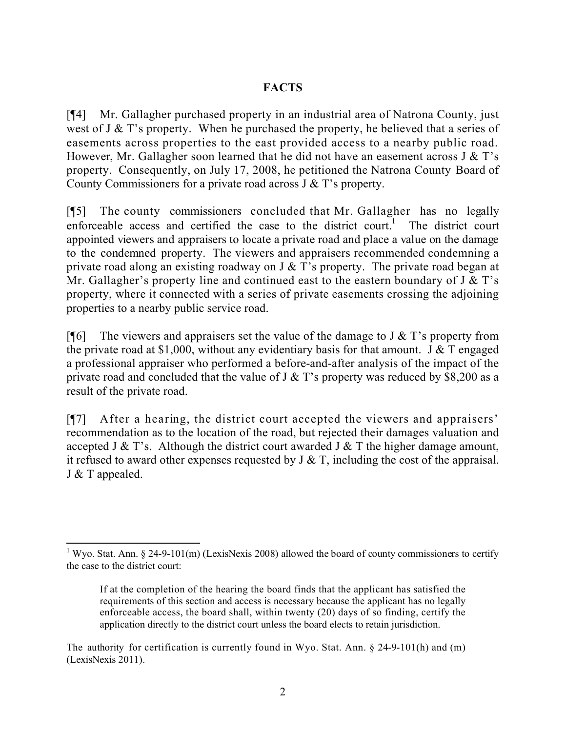## FACTS

[¶4] Mr. Gallagher purchased property in an industrial area of Natrona County, just west of J & T's property. When he purchased the property, he believed that a series of easements across properties to the east provided access to a nearby public road. However, Mr. Gallagher soon learned that he did not have an easement across J & T's property. Consequently, on July 17, 2008, he petitioned the Natrona County Board of County Commissioners for a private road across J & T's property.

[¶5] The county commissioners concluded that Mr. Gallagher has no legally enforceable access and certified the case to the district court.[1] The district court appointed viewers and appraisers to locate a private road and place a value on the damage to the condemned property. The viewers and appraisers recommended condemning a private road along an existing roadway on J & T's property. The private road began at Mr. Gallagher's property line and continued east to the eastern boundary of J & T's property, where it connected with a series of private easements crossing the adjoining properties to a nearby public service road.

[¶6] The viewers and appraisers set the value of the damage to J & T's property from the private road at $1,000, without any evidentiary basis for that amount. J & T engaged a professional appraiser who performed a before-and-after analysis of the impact of the private road and concluded that the value of J & T's property was reduced by $8,200 as a result of the private road.

[¶7] After a hearing, the district court accepted the viewers and appraisers' recommendation as to the location of the road, but rejected their damages valuation and accepted J & T's. Although the district court awarded J & T the higher damage amount, it refused to award other expenses requested by J & T, including the cost of the appraisal. J & T appealed.

---

[1] Wyo. Stat. Ann. § 24-9-101(m) (LexisNexis 2008) allowed the board of county commissioners to certify the case to the district court:

> If at the completion of the hearing the board finds that the applicant has satisfied the requirements of this section and access is necessary because the applicant has no legally enforceable access, the board shall, within twenty (20) days of so finding, certify the application directly to the district court unless the board elects to retain jurisdiction.

The authority for certification is currently found in Wyo. Stat. Ann. § 24-9-101(h) and (m) (LexisNexis 2011).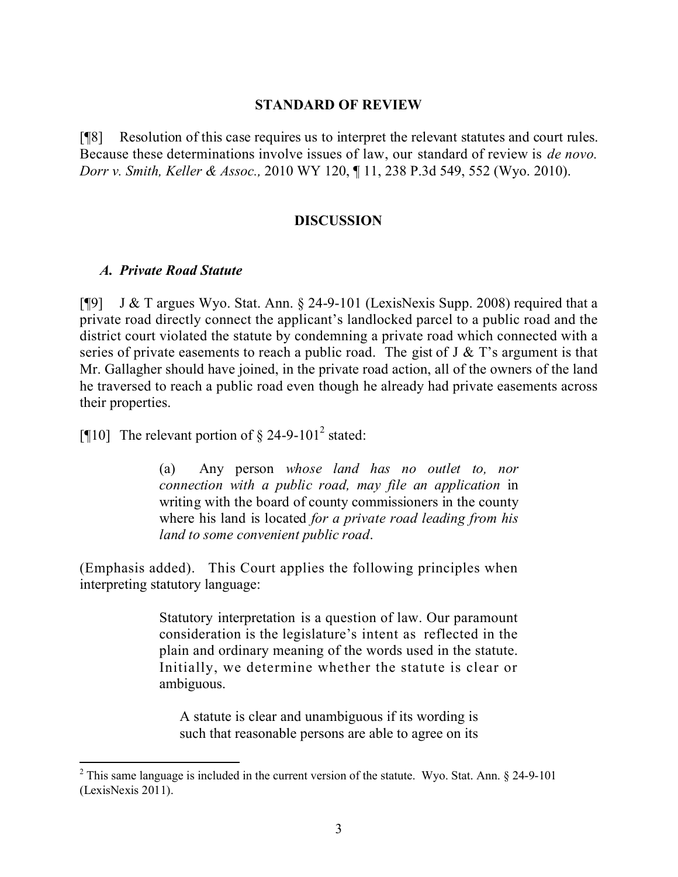## STANDARD OF REVIEW

[¶8] Resolution of this case requires us to interpret the relevant statutes and court rules. Because these determinations involve issues of law, our standard of review is *de novo. Dorr v. Smith, Keller & Assoc.,* 2010 WY 120, ¶ 11, 238 P.3d 549, 552 (Wyo. 2010).

## DISCUSSION

### *A. Private Road Statute*

[¶9] J & T argues Wyo. Stat. Ann. § 24-9-101 (LexisNexis Supp. 2008) required that a private road directly connect the applicant's landlocked parcel to a public road and the district court violated the statute by condemning a private road which connected with a series of private easements to reach a public road. The gist of J & T's argument is that Mr. Gallagher should have joined, in the private road action, all of the owners of the land he traversed to reach a public road even though he already had private easements across their properties.

[¶10] The relevant portion of § 24-9-101[2] stated:

> (a) Any person *whose land has no outlet to, nor connection with a public road, may file an application* in writing with the board of county commissioners in the county where his land is located *for a private road leading from his land to some convenient public road*.

(Emphasis added). This Court applies the following principles when interpreting statutory language:

> Statutory interpretation is a question of law. Our paramount consideration is the legislature's intent as reflected in the plain and ordinary meaning of the words used in the statute. Initially, we determine whether the statute is clear or ambiguous.
>
> > A statute is clear and unambiguous if its wording is such that reasonable persons are able to agree on its

---

[2] This same language is included in the current version of the statute. Wyo. Stat. Ann. § 24-9-101 (LexisNexis 2011).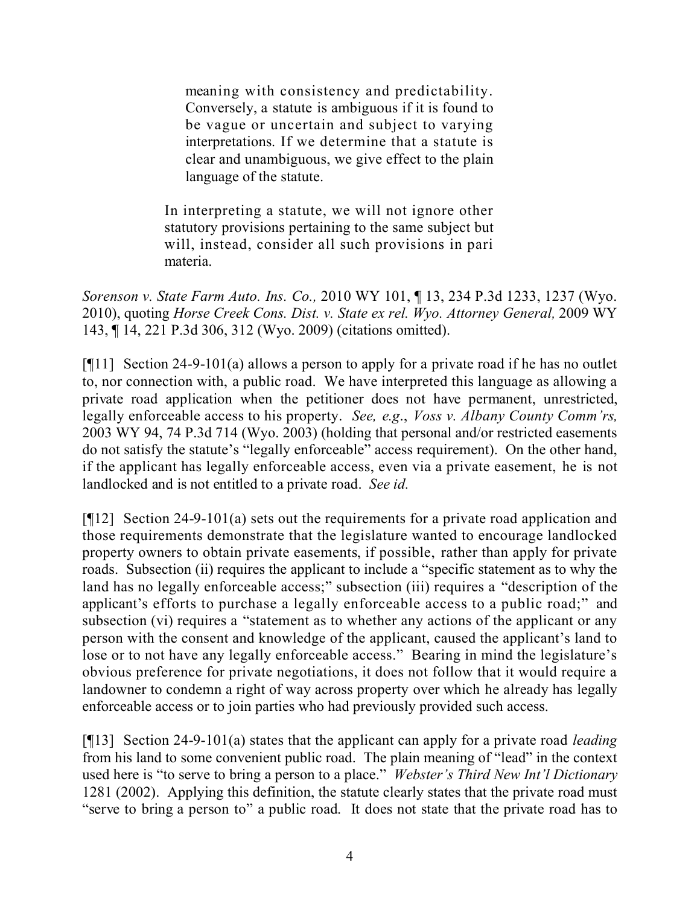> > meaning with consistency and predictability. Conversely, a statute is ambiguous if it is found to be vague or uncertain and subject to varying interpretations. If we determine that a statute is clear and unambiguous, we give effect to the plain language of the statute.
>
> In interpreting a statute, we will not ignore other statutory provisions pertaining to the same subject but will, instead, consider all such provisions in pari materia.

*Sorenson v. State Farm Auto. Ins. Co.,* 2010 WY 101, ¶ 13, 234 P.3d 1233, 1237 (Wyo. 2010), quoting *Horse Creek Cons. Dist. v. State ex rel. Wyo. Attorney General,* 2009 WY 143, ¶ 14, 221 P.3d 306, 312 (Wyo. 2009) (citations omitted).

[¶11] Section 24-9-101(a) allows a person to apply for a private road if he has no outlet to, nor connection with, a public road. We have interpreted this language as allowing a private road application when the petitioner does not have permanent, unrestricted, legally enforceable access to his property. *See, e.g*., *Voss v. Albany County Comm'rs,* 2003 WY 94, 74 P.3d 714 (Wyo. 2003) (holding that personal and/or restricted easements do not satisfy the statute's "legally enforceable" access requirement). On the other hand, if the applicant has legally enforceable access, even via a private easement, he is not landlocked and is not entitled to a private road. *See id.*

[¶12] Section 24-9-101(a) sets out the requirements for a private road application and those requirements demonstrate that the legislature wanted to encourage landlocked property owners to obtain private easements, if possible, rather than apply for private roads. Subsection (ii) requires the applicant to include a "specific statement as to why the land has no legally enforceable access;" subsection (iii) requires a "description of the applicant's efforts to purchase a legally enforceable access to a public road;" and subsection (vi) requires a "statement as to whether any actions of the applicant or any person with the consent and knowledge of the applicant, caused the applicant's land to lose or to not have any legally enforceable access." Bearing in mind the legislature's obvious preference for private negotiations, it does not follow that it would require a landowner to condemn a right of way across property over which he already has legally enforceable access or to join parties who had previously provided such access.

[¶13] Section 24-9-101(a) states that the applicant can apply for a private road *leading* from his land to some convenient public road. The plain meaning of "lead" in the context used here is "to serve to bring a person to a place." *Webster's Third New Int'l Dictionary* 1281 (2002). Applying this definition, the statute clearly states that the private road must "serve to bring a person to" a public road. It does not state that the private road has to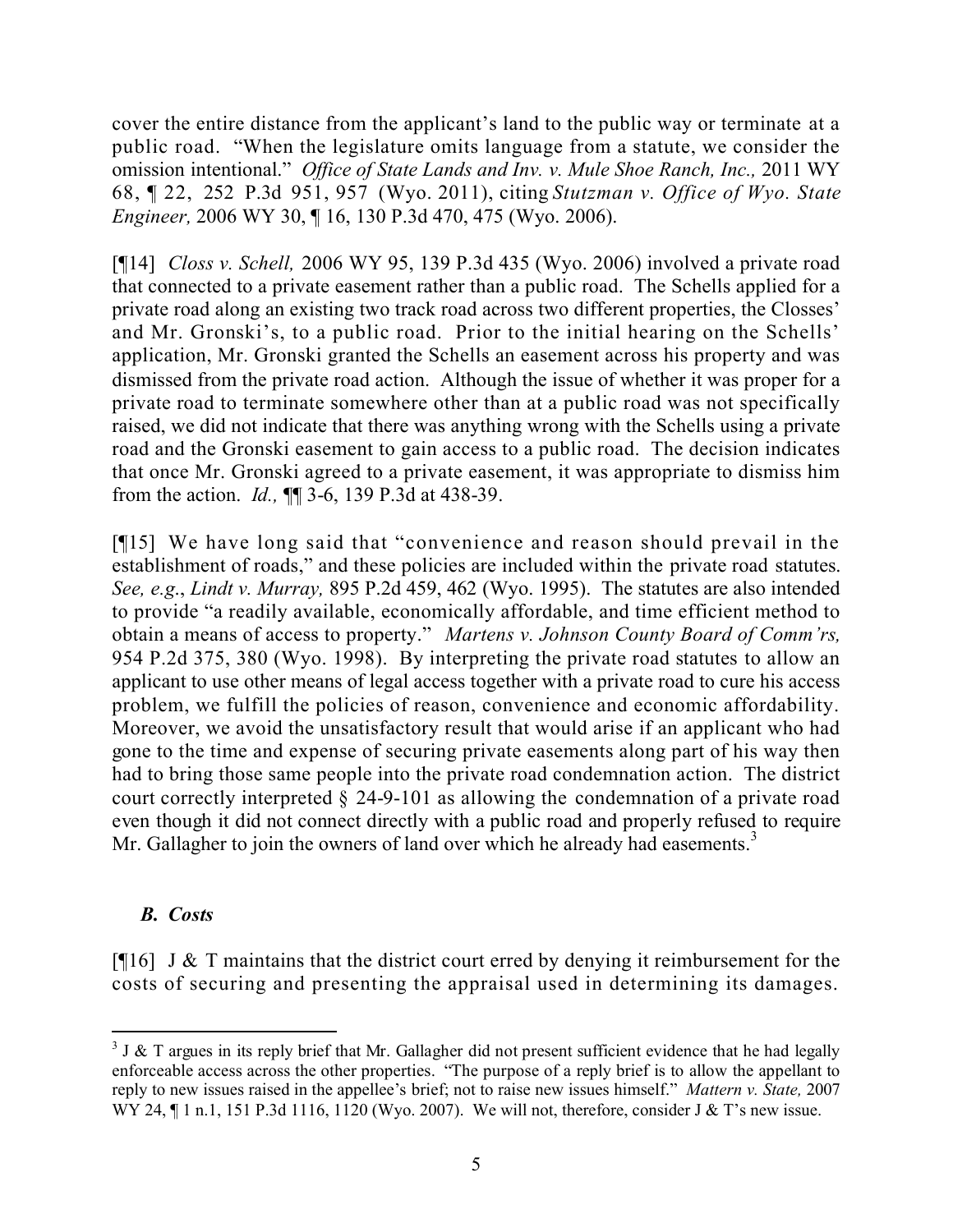cover the entire distance from the applicant's land to the public way or terminate at a public road. "When the legislature omits language from a statute, we consider the omission intentional." *Office of State Lands and Inv. v. Mule Shoe Ranch, Inc.,* 2011 WY 68, ¶ 22, 252 P.3d 951, 957 (Wyo. 2011), citing *Stutzman v. Office of Wyo. State Engineer,* 2006 WY 30, ¶ 16, 130 P.3d 470, 475 (Wyo. 2006).

[¶14] *Closs v. Schell,* 2006 WY 95, 139 P.3d 435 (Wyo. 2006) involved a private road that connected to a private easement rather than a public road. The Schells applied for a private road along an existing two track road across two different properties, the Closses' and Mr. Gronski's, to a public road. Prior to the initial hearing on the Schells' application, Mr. Gronski granted the Schells an easement across his property and was dismissed from the private road action. Although the issue of whether it was proper for a private road to terminate somewhere other than at a public road was not specifically raised, we did not indicate that there was anything wrong with the Schells using a private road and the Gronski easement to gain access to a public road. The decision indicates that once Mr. Gronski agreed to a private easement, it was appropriate to dismiss him from the action. *Id.,* ¶¶ 3-6, 139 P.3d at 438-39.

[¶15] We have long said that "convenience and reason should prevail in the establishment of roads," and these policies are included within the private road statutes. *See, e.g.*, *Lindt v. Murray,* 895 P.2d 459, 462 (Wyo. 1995). The statutes are also intended to provide "a readily available, economically affordable, and time efficient method to obtain a means of access to property." *Martens v. Johnson County Board of Comm'rs,* 954 P.2d 375, 380 (Wyo. 1998). By interpreting the private road statutes to allow an applicant to use other means of legal access together with a private road to cure his access problem, we fulfill the policies of reason, convenience and economic affordability. Moreover, we avoid the unsatisfactory result that would arise if an applicant who had gone to the time and expense of securing private easements along part of his way then had to bring those same people into the private road condemnation action. The district court correctly interpreted § 24-9-101 as allowing the condemnation of a private road even though it did not connect directly with a public road and properly refused to require Mr. Gallagher to join the owners of land over which he already had easements.[3]

### *B. Costs*

[¶16] J & T maintains that the district court erred by denying it reimbursement for the costs of securing and presenting the appraisal used in determining its damages.

---

[3] J & T argues in its reply brief that Mr. Gallagher did not present sufficient evidence that he had legally enforceable access across the other properties. "The purpose of a reply brief is to allow the appellant to reply to new issues raised in the appellee's brief; not to raise new issues himself." *Mattern v. State,* 2007 WY 24, ¶ 1 n.1, 151 P.3d 1116, 1120 (Wyo. 2007). We will not, therefore, consider J & T's new issue.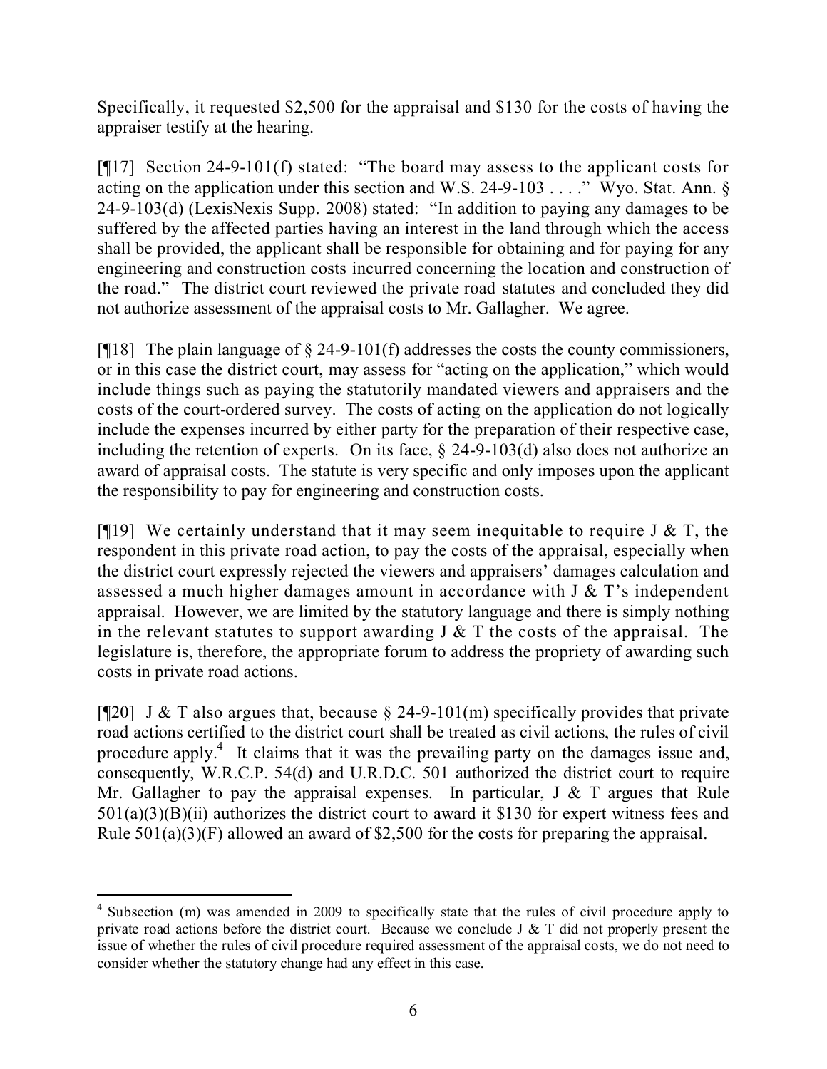Specifically, it requested $2,500 for the appraisal and $130 for the costs of having the appraiser testify at the hearing.

[¶17] Section 24-9-101(f) stated: "The board may assess to the applicant costs for acting on the application under this section and W.S. 24-9-103 . . . ." Wyo. Stat. Ann. § 24-9-103(d) (LexisNexis Supp. 2008) stated: "In addition to paying any damages to be suffered by the affected parties having an interest in the land through which the access shall be provided, the applicant shall be responsible for obtaining and for paying for any engineering and construction costs incurred concerning the location and construction of the road." The district court reviewed the private road statutes and concluded they did not authorize assessment of the appraisal costs to Mr. Gallagher. We agree.

[¶18] The plain language of § 24-9-101(f) addresses the costs the county commissioners, or in this case the district court, may assess for "acting on the application," which would include things such as paying the statutorily mandated viewers and appraisers and the costs of the court-ordered survey. The costs of acting on the application do not logically include the expenses incurred by either party for the preparation of their respective case, including the retention of experts. On its face, § 24-9-103(d) also does not authorize an award of appraisal costs. The statute is very specific and only imposes upon the applicant the responsibility to pay for engineering and construction costs.

[¶19] We certainly understand that it may seem inequitable to require J & T, the respondent in this private road action, to pay the costs of the appraisal, especially when the district court expressly rejected the viewers and appraisers' damages calculation and assessed a much higher damages amount in accordance with J & T's independent appraisal. However, we are limited by the statutory language and there is simply nothing in the relevant statutes to support awarding J & T the costs of the appraisal. The legislature is, therefore, the appropriate forum to address the propriety of awarding such costs in private road actions.

[¶20] J & T also argues that, because § 24-9-101(m) specifically provides that private road actions certified to the district court shall be treated as civil actions, the rules of civil procedure apply.[4] It claims that it was the prevailing party on the damages issue and, consequently, W.R.C.P. 54(d) and U.R.D.C. 501 authorized the district court to require Mr. Gallagher to pay the appraisal expenses. In particular, J & T argues that Rule 501(a)(3)(B)(ii) authorizes the district court to award it $130 for expert witness fees and Rule 501(a)(3)(F) allowed an award of $2,500 for the costs for preparing the appraisal.

---

[4] Subsection (m) was amended in 2009 to specifically state that the rules of civil procedure apply to private road actions before the district court. Because we conclude J & T did not properly present the issue of whether the rules of civil procedure required assessment of the appraisal costs, we do not need to consider whether the statutory change had any effect in this case.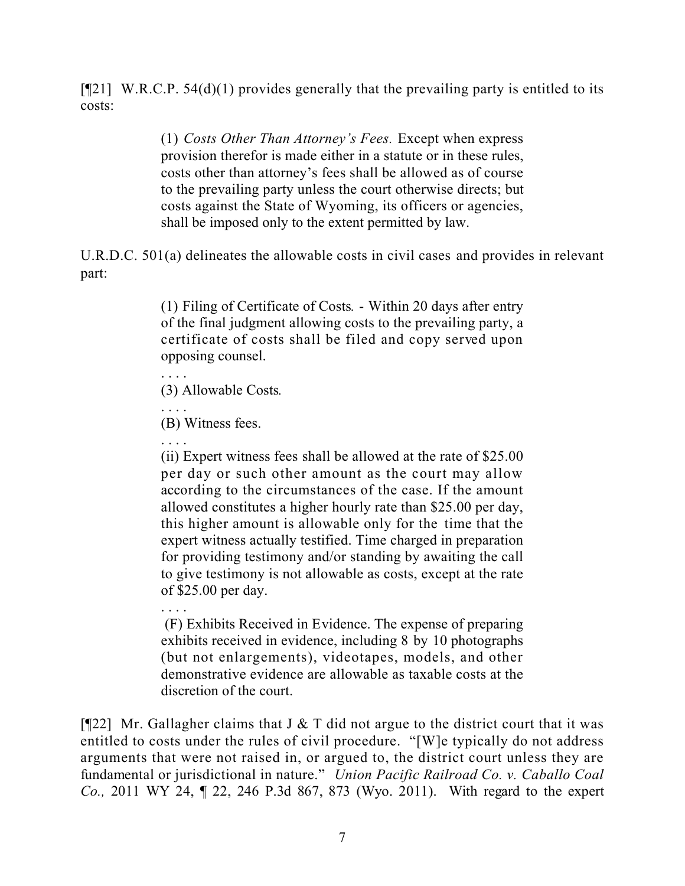[¶21] W.R.C.P. 54(d)(1) provides generally that the prevailing party is entitled to its costs:

> (1) *Costs Other Than Attorney's Fees.* Except when express provision therefor is made either in a statute or in these rules, costs other than attorney's fees shall be allowed as of course to the prevailing party unless the court otherwise directs; but costs against the State of Wyoming, its officers or agencies, shall be imposed only to the extent permitted by law.

U.R.D.C. 501(a) delineates the allowable costs in civil cases and provides in relevant part:

> (1) Filing of Certificate of Costs. - Within 20 days after entry of the final judgment allowing costs to the prevailing party, a certificate of costs shall be filed and copy served upon opposing counsel.
>
> . . . .
>
> (3) Allowable Costs.
>
> . . . .
>
> (B) Witness fees.
>
> . . . .
>
> (ii) Expert witness fees shall be allowed at the rate of $25.00 per day or such other amount as the court may allow according to the circumstances of the case. If the amount allowed constitutes a higher hourly rate than $25.00 per day, this higher amount is allowable only for the time that the expert witness actually testified. Time charged in preparation for providing testimony and/or standing by awaiting the call to give testimony is not allowable as costs, except at the rate of $25.00 per day.
>
> . . . .
>
> (F) Exhibits Received in Evidence. The expense of preparing exhibits received in evidence, including 8 by 10 photographs (but not enlargements), videotapes, models, and other demonstrative evidence are allowable as taxable costs at the discretion of the court.

[¶22] Mr. Gallagher claims that J & T did not argue to the district court that it was entitled to costs under the rules of civil procedure. "[W]e typically do not address arguments that were not raised in, or argued to, the district court unless they are fundamental or jurisdictional in nature." *Union Pacific Railroad Co. v. Caballo Coal Co.,* 2011 WY 24, ¶ 22, 246 P.3d 867, 873 (Wyo. 2011). With regard to the expert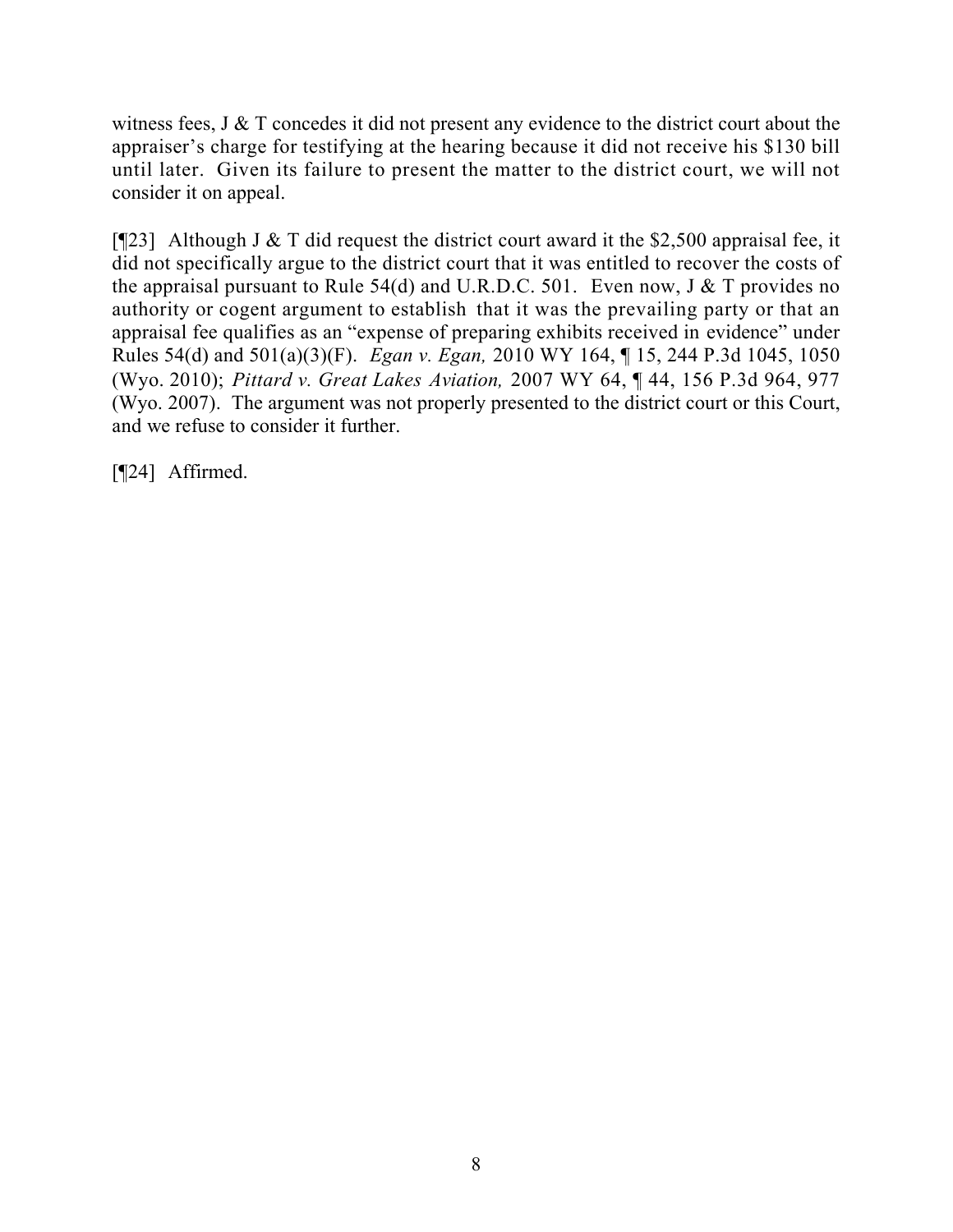witness fees, J & T concedes it did not present any evidence to the district court about the appraiser's charge for testifying at the hearing because it did not receive his $130 bill until later. Given its failure to present the matter to the district court, we will not consider it on appeal.

[¶23] Although J & T did request the district court award it the $2,500 appraisal fee, it did not specifically argue to the district court that it was entitled to recover the costs of the appraisal pursuant to Rule 54(d) and U.R.D.C. 501. Even now, J & T provides no authority or cogent argument to establish that it was the prevailing party or that an appraisal fee qualifies as an "expense of preparing exhibits received in evidence" under Rules 54(d) and 501(a)(3)(F). *Egan v. Egan,* 2010 WY 164, ¶ 15, 244 P.3d 1045, 1050 (Wyo. 2010); *Pittard v. Great Lakes Aviation,* 2007 WY 64, ¶ 44, 156 P.3d 964, 977 (Wyo. 2007). The argument was not properly presented to the district court or this Court, and we refuse to consider it further.

[¶24] Affirmed.